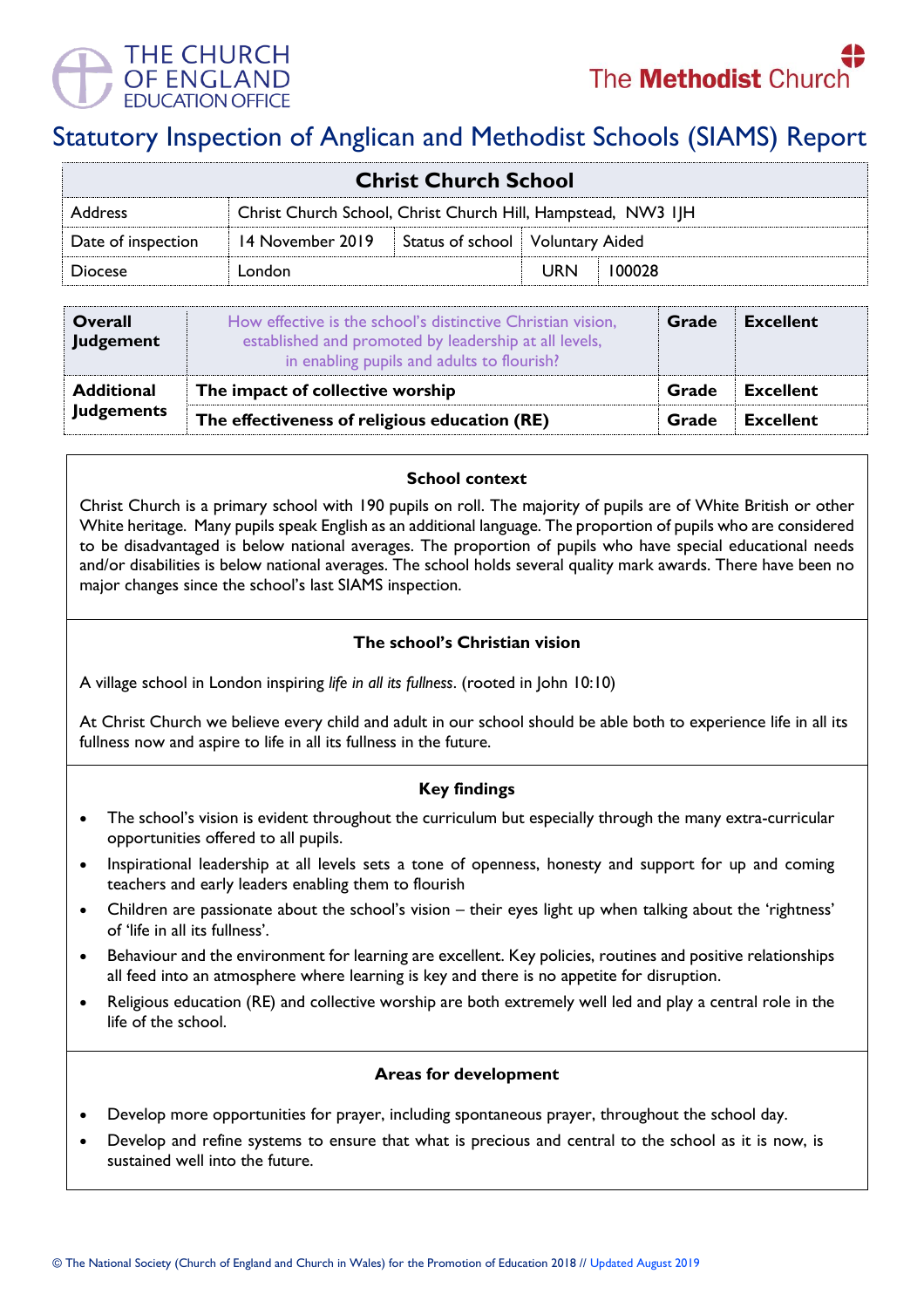THE CHURCH OF ENGLAND EDUCATION OFFICE

The Methodist Church

# Statutory Inspection of Anglican and Methodist Schools (SIAMS) Report

| Christ Church School | | | | |
|---|---|---|---|---|
| Address | Christ Church School, Christ Church Hill, Hampstead, NW3 1JH | | | |
| Date of inspection | 14 November 2019 | Status of school | Voluntary Aided | |
| Diocese | London | | URN | 100028 |

| | | | |
|---|---|---|---|
| **Overall Judgement** | How effective is the school's distinctive Christian vision, established and promoted by leadership at all levels, in enabling pupils and adults to flourish? | **Grade** | **Excellent** |
| **Additional Judgements** | **The impact of collective worship** | **Grade** | **Excellent** |
| | **The effectiveness of religious education (RE)** | **Grade** | **Excellent** |

### School context

Christ Church is a primary school with 190 pupils on roll. The majority of pupils are of White British or other White heritage. Many pupils speak English as an additional language. The proportion of pupils who are considered to be disadvantaged is below national averages. The proportion of pupils who have special educational needs and/or disabilities is below national averages. The school holds several quality mark awards. There have been no major changes since the school's last SIAMS inspection.

### The school's Christian vision

A village school in London inspiring *life in all its fullness*. (rooted in John 10:10)

At Christ Church we believe every child and adult in our school should be able both to experience life in all its fullness now and aspire to life in all its fullness in the future.

### Key findings

- The school's vision is evident throughout the curriculum but especially through the many extra-curricular opportunities offered to all pupils.
- Inspirational leadership at all levels sets a tone of openness, honesty and support for up and coming teachers and early leaders enabling them to flourish
- Children are passionate about the school's vision – their eyes light up when talking about the 'rightness' of 'life in all its fullness'.
- Behaviour and the environment for learning are excellent. Key policies, routines and positive relationships all feed into an atmosphere where learning is key and there is no appetite for disruption.
- Religious education (RE) and collective worship are both extremely well led and play a central role in the life of the school.

### Areas for development

- Develop more opportunities for prayer, including spontaneous prayer, throughout the school day.
- Develop and refine systems to ensure that what is precious and central to the school as it is now, is sustained well into the future.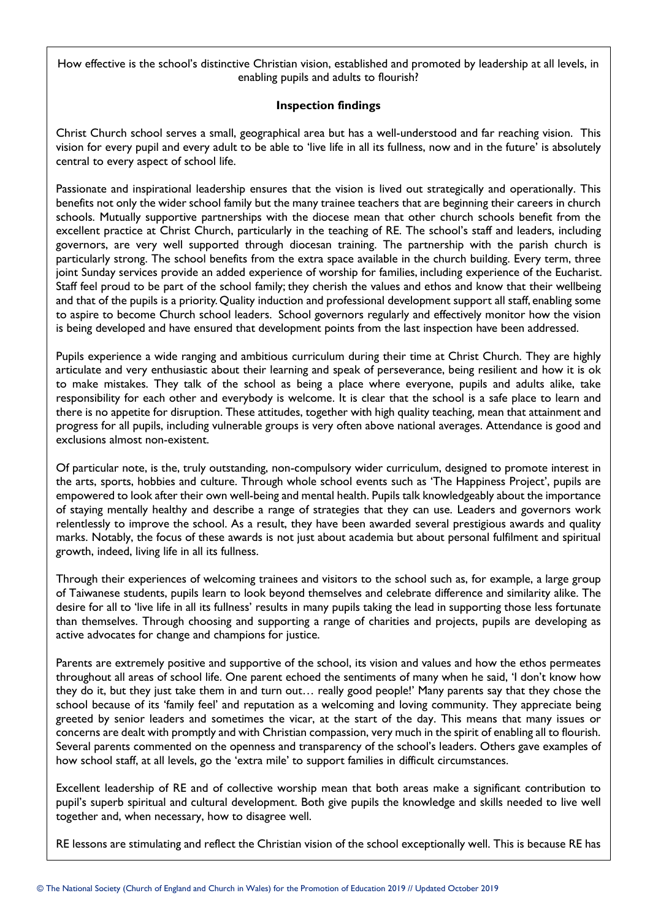How effective is the school's distinctive Christian vision, established and promoted by leadership at all levels, in enabling pupils and adults to flourish?

### Inspection findings

Christ Church school serves a small, geographical area but has a well-understood and far reaching vision. This vision for every pupil and every adult to be able to 'live life in all its fullness, now and in the future' is absolutely central to every aspect of school life.

Passionate and inspirational leadership ensures that the vision is lived out strategically and operationally. This benefits not only the wider school family but the many trainee teachers that are beginning their careers in church schools. Mutually supportive partnerships with the diocese mean that other church schools benefit from the excellent practice at Christ Church, particularly in the teaching of RE. The school's staff and leaders, including governors, are very well supported through diocesan training. The partnership with the parish church is particularly strong. The school benefits from the extra space available in the church building. Every term, three joint Sunday services provide an added experience of worship for families, including experience of the Eucharist. Staff feel proud to be part of the school family; they cherish the values and ethos and know that their wellbeing and that of the pupils is a priority. Quality induction and professional development support all staff, enabling some to aspire to become Church school leaders. School governors regularly and effectively monitor how the vision is being developed and have ensured that development points from the last inspection have been addressed.

Pupils experience a wide ranging and ambitious curriculum during their time at Christ Church. They are highly articulate and very enthusiastic about their learning and speak of perseverance, being resilient and how it is ok to make mistakes. They talk of the school as being a place where everyone, pupils and adults alike, take responsibility for each other and everybody is welcome. It is clear that the school is a safe place to learn and there is no appetite for disruption. These attitudes, together with high quality teaching, mean that attainment and progress for all pupils, including vulnerable groups is very often above national averages. Attendance is good and exclusions almost non-existent.

Of particular note, is the, truly outstanding, non-compulsory wider curriculum, designed to promote interest in the arts, sports, hobbies and culture. Through whole school events such as 'The Happiness Project', pupils are empowered to look after their own well-being and mental health. Pupils talk knowledgeably about the importance of staying mentally healthy and describe a range of strategies that they can use. Leaders and governors work relentlessly to improve the school. As a result, they have been awarded several prestigious awards and quality marks. Notably, the focus of these awards is not just about academia but about personal fulfilment and spiritual growth, indeed, living life in all its fullness.

Through their experiences of welcoming trainees and visitors to the school such as, for example, a large group of Taiwanese students, pupils learn to look beyond themselves and celebrate difference and similarity alike. The desire for all to 'live life in all its fullness' results in many pupils taking the lead in supporting those less fortunate than themselves. Through choosing and supporting a range of charities and projects, pupils are developing as active advocates for change and champions for justice.

Parents are extremely positive and supportive of the school, its vision and values and how the ethos permeates throughout all areas of school life. One parent echoed the sentiments of many when he said, 'I don't know how they do it, but they just take them in and turn out… really good people!' Many parents say that they chose the school because of its 'family feel' and reputation as a welcoming and loving community. They appreciate being greeted by senior leaders and sometimes the vicar, at the start of the day. This means that many issues or concerns are dealt with promptly and with Christian compassion, very much in the spirit of enabling all to flourish. Several parents commented on the openness and transparency of the school's leaders. Others gave examples of how school staff, at all levels, go the 'extra mile' to support families in difficult circumstances.

Excellent leadership of RE and of collective worship mean that both areas make a significant contribution to pupil's superb spiritual and cultural development. Both give pupils the knowledge and skills needed to live well together and, when necessary, how to disagree well.

RE lessons are stimulating and reflect the Christian vision of the school exceptionally well. This is because RE has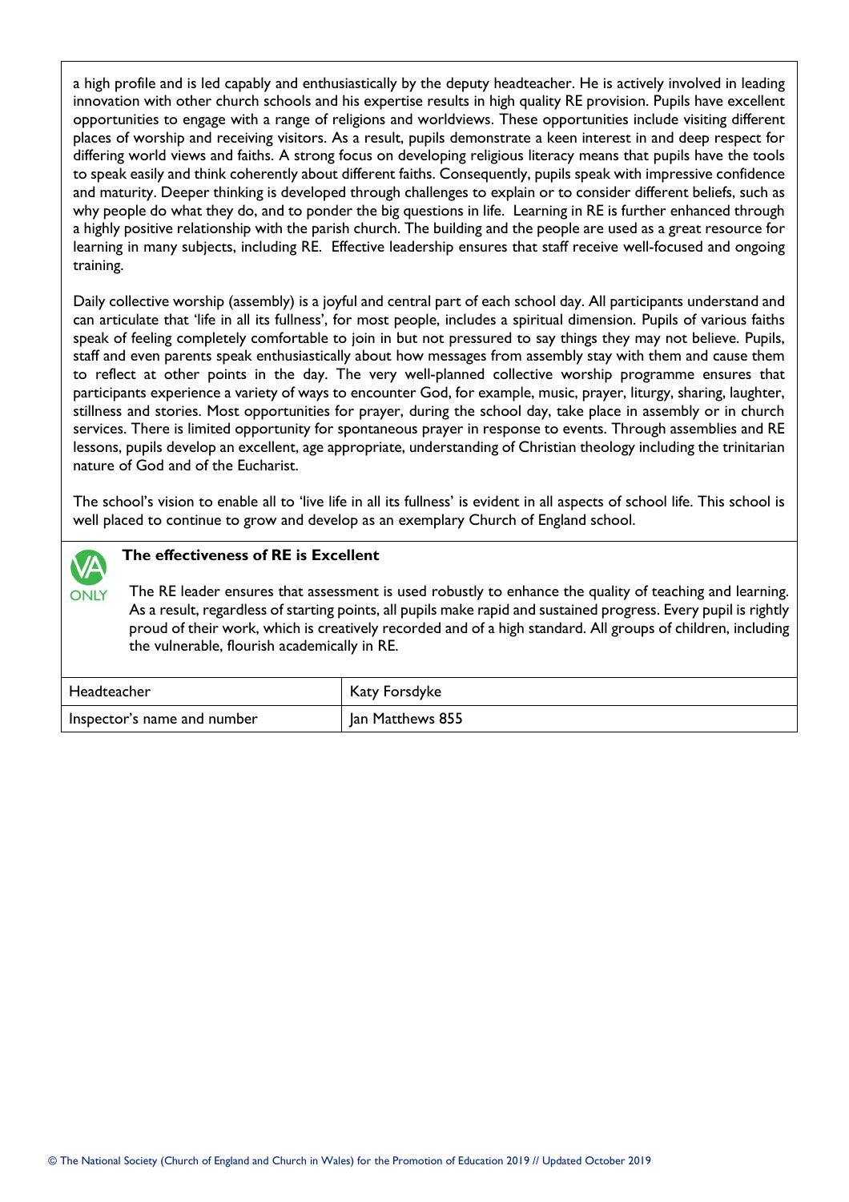a high profile and is led capably and enthusiastically by the deputy headteacher. He is actively involved in leading innovation with other church schools and his expertise results in high quality RE provision. Pupils have excellent opportunities to engage with a range of religions and worldviews. These opportunities include visiting different places of worship and receiving visitors. As a result, pupils demonstrate a keen interest in and deep respect for differing world views and faiths. A strong focus on developing religious literacy means that pupils have the tools to speak easily and think coherently about different faiths. Consequently, pupils speak with impressive confidence and maturity. Deeper thinking is developed through challenges to explain or to consider different beliefs, such as why people do what they do, and to ponder the big questions in life. Learning in RE is further enhanced through a highly positive relationship with the parish church. The building and the people are used as a great resource for learning in many subjects, including RE. Effective leadership ensures that staff receive well-focused and ongoing training.

Daily collective worship (assembly) is a joyful and central part of each school day. All participants understand and can articulate that 'life in all its fullness', for most people, includes a spiritual dimension. Pupils of various faiths speak of feeling completely comfortable to join in but not pressured to say things they may not believe. Pupils, staff and even parents speak enthusiastically about how messages from assembly stay with them and cause them to reflect at other points in the day. The very well-planned collective worship programme ensures that participants experience a variety of ways to encounter God, for example, music, prayer, liturgy, sharing, laughter, stillness and stories. Most opportunities for prayer, during the school day, take place in assembly or in church services. There is limited opportunity for spontaneous prayer in response to events. Through assemblies and RE lessons, pupils develop an excellent, age appropriate, understanding of Christian theology including the trinitarian nature of God and of the Eucharist.

The school's vision to enable all to 'live life in all its fullness' is evident in all aspects of school life. This school is well placed to continue to grow and develop as an exemplary Church of England school.

VA ONLY

**The effectiveness of RE is Excellent**

The RE leader ensures that assessment is used robustly to enhance the quality of teaching and learning. As a result, regardless of starting points, all pupils make rapid and sustained progress. Every pupil is rightly proud of their work, which is creatively recorded and of a high standard. All groups of children, including the vulnerable, flourish academically in RE.

| | |
|---|---|
| Headteacher | Katy Forsdyke |
| Inspector's name and number | Jan Matthews 855 |